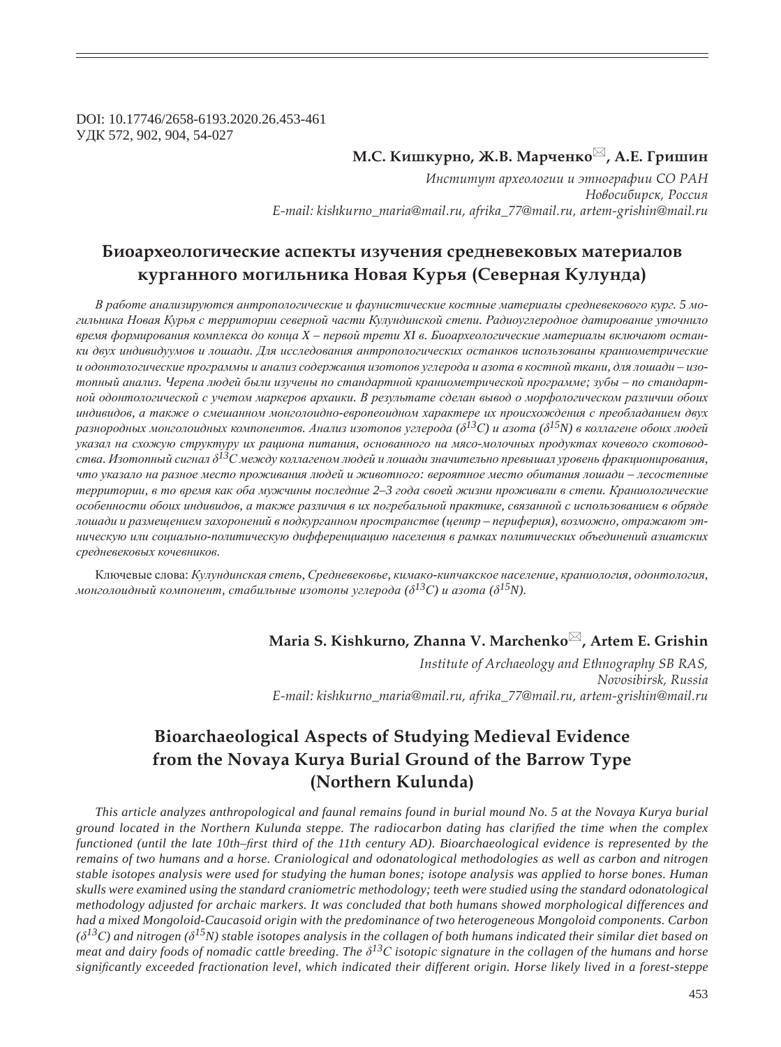DOI: 10.17746/2658-6193.2020.26.453-461
УДК 572, 902, 904, 54-027

**М.С. Кишкурно, Ж.В. Марченко✉, А.Е. Гришин**

*Институт археологии и этнографии СО РАН*
*Новосибирск, Россия*
*E-mail: kishkurno_maria@mail.ru, afrika_77@mail.ru, artem-grishin@mail.ru*

# Биоархеологические аспекты изучения средневековых материалов курганного могильника Новая Курья (Северная Кулунда)

*В работе анализируются антропологические и фаунистические костные материалы средневекового кург. 5 могильника Новая Курья с территории северной части Кулундинской степи. Радиоуглеродное датирование уточнило время формирования комплекса до конца X – первой трети XI в. Биоархеологические материалы включают останки двух индивидуумов и лошади. Для исследования антропологических останков использованы краниометрические и одонтологические программы и анализ содержания изотопов углерода и азота в костной ткани, для лошади – изотопный анализ. Черепа людей были изучены по стандартной краниометрической программе; зубы – по стандартной одонтологической с учетом маркеров архаики. В результате сделан вывод о морфологическом различии обоих индивидов, а также о смешанном монголоидно-европеоидном характере их происхождения с преобладанием двух разнородных монголоидных компонентов. Анализ изотопов углерода ($\delta^{13}C$) и азота ($\delta^{15}N$) в коллагене обоих людей указал на схожую структуру их рациона питания, основанного на мясо-молочных продуктах кочевого скотоводства. Изотопный сигнал $\delta^{13}C$ между коллагеном людей и лошади значительно превышал уровень фракционирования, что указало на разное место проживания людей и животного: вероятное место обитания лошади – лесостепные территории, в то время как оба мужчины последние 2–3 года своей жизни проживали в степи. Краниологические особенности обоих индивидов, а также различия в их погребальной практике, связанной с использованием в обряде лошади и размещением захоронений в подкурганном пространстве (центр – периферия), возможно, отражают этническую или социально-политическую дифференциацию населения в рамках политических объединений азиатских средневековых кочевников.*

Ключевые слова: *Кулундинская степь, Средневековье, кимако-кипчакское население, краниология, одонтология, монголоидный компонент, стабильные изотопы углерода ($\delta^{13}C$) и азота ($\delta^{15}N$).*

**Maria S. Kishkurno, Zhanna V. Marchenko✉, Artem E. Grishin**

*Institute of Archaeology and Ethnography SB RAS,*
*Novosibirsk, Russia*
*E-mail: kishkurno_maria@mail.ru, afrika_77@mail.ru, artem-grishin@mail.ru*

# Bioarchaeological Aspects of Studying Medieval Evidence from the Novaya Kurya Burial Ground of the Barrow Type (Northern Kulunda)

*This article analyzes anthropological and faunal remains found in burial mound No. 5 at the Novaya Kurya burial ground located in the Northern Kulunda steppe. The radiocarbon dating has clarified the time when the complex functioned (until the late 10th–first third of the 11th century AD). Bioarchaeological evidence is represented by the remains of two humans and a horse. Craniological and odonatological methodologies as well as carbon and nitrogen stable isotopes analysis were used for studying the human bones; isotope analysis was applied to horse bones. Human skulls were examined using the standard craniometric methodology; teeth were studied using the standard odonatological methodology adjusted for archaic markers. It was concluded that both humans showed morphological differences and had a mixed Mongoloid-Caucasoid origin with the predominance of two heterogeneous Mongoloid components. Carbon ($\delta^{13}C$) and nitrogen ($\delta^{15}N$) stable isotopes analysis in the collagen of both humans indicated their similar diet based on meat and dairy foods of nomadic cattle breeding. The $\delta^{13}C$ isotopic signature in the collagen of the humans and horse significantly exceeded fractionation level, which indicated their different origin. Horse likely lived in a forest-steppe*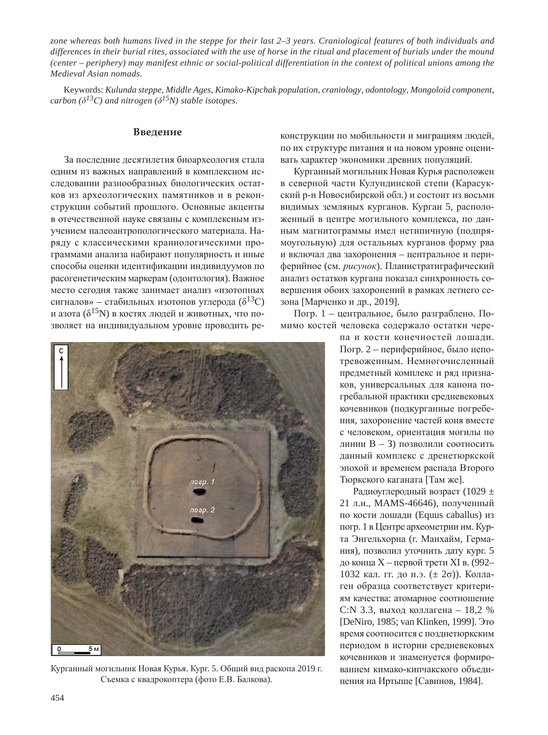*zone whereas both humans lived in the steppe for their last 2–3 years. Craniological features of both individuals and differences in their burial rites, associated with the use of horse in the ritual and placement of burials under the mound (center – periphery) may manifest ethnic or social-political differentiation in the context of political unions among the Medieval Asian nomads.*

Keywords: *Kulunda steppe, Middle Ages, Kimako-Kipchak population, craniology, odontology, Mongoloid component, carbon ($\delta^{13}C$) and nitrogen ($\delta^{15}N$) stable isotopes.*

## Введение

За последние десятилетия биоархеология стала одним из важных направлений в комплексном исследовании разнообразных биологических остатков из археологических памятников и в реконструкции событий прошлого. Основные акценты в отечественной науке связаны с комплексным изучением палеоантропологического материала. Наряду с классическими краниологическими программами анализа набирают популярность и иные способы оценки идентификации индивидуумов по расогенетическим маркерам (одонтология). Важное место сегодня также занимает анализ «изотопных сигналов» – стабильных изотопов углерода ($\delta^{13}C$) и азота ($\delta^{15}N$) в костях людей и животных, что позволяет на индивидуальном уровне проводить реконструкции по мобильности и миграциям людей, по их структуре питания и на новом уровне оценивать характер экономики древних популяций.

Курганный могильник Новая Курья расположен в северной части Кулундинской степи (Карасукский р-н Новосибирской обл.) и состоит из восьми видимых земляных курганов. Курган 5, расположенный в центре могильного комплекса, по данным магнитограммы имел нетипичную (подпрямоугольную) для остальных курганов форму рва и включал два захоронения – центральное и периферийное (см. *рисунок*). Планистратиграфический анализ остатков кургана показал синхронность совершения обоих захоронений в рамках летнего сезона [Марченко и др., 2019].

Погр. 1 – центральное, было разграблено. Помимо костей человека содержало остатки черепа и кости конечностей лошади. Погр. 2 – периферийное, было непотревоженным. Немногочисленный предметный комплекс и ряд признаков, универсальных для канона погребальной практики средневековых кочевников (подкурганные погребения, захоронение частей коня вместе с человеком, ориентация могилы по линии В – З) позволили соотносить данный комплекс с дренетюркской эпохой и временем распада Второго Тюркского каганата [Там же].

Курганный могильник Новая Курья. Кург. 5. Общий вид раскопа 2019 г. Съемка с квадрокоптера (фото Е.В. Балкова).

Радиоуглеродный возраст (1029 ± 21 л.н., MAMS-46646), полученный по кости лошади (Equus caballus) из погр. 1 в Центре археометрии им. Курта Энгельхорна (г. Манхайм, Германия), позволил уточнить дату кург. 5 до конца X – первой трети XI в. (992–1032 кал. гг. до н.э. (± 2σ)). Коллаген образца соответствует критериям качества: атомарное соотношение C:N 3.3, выход коллагена – 18,2 % [DeNiro, 1985; van Klinken, 1999]. Это время соотносится с позднетюркским периодом в истории средневековых кочевников и знаменуется формированием кимако-кипчакского объединения на Иртыше [Савинов, 1984].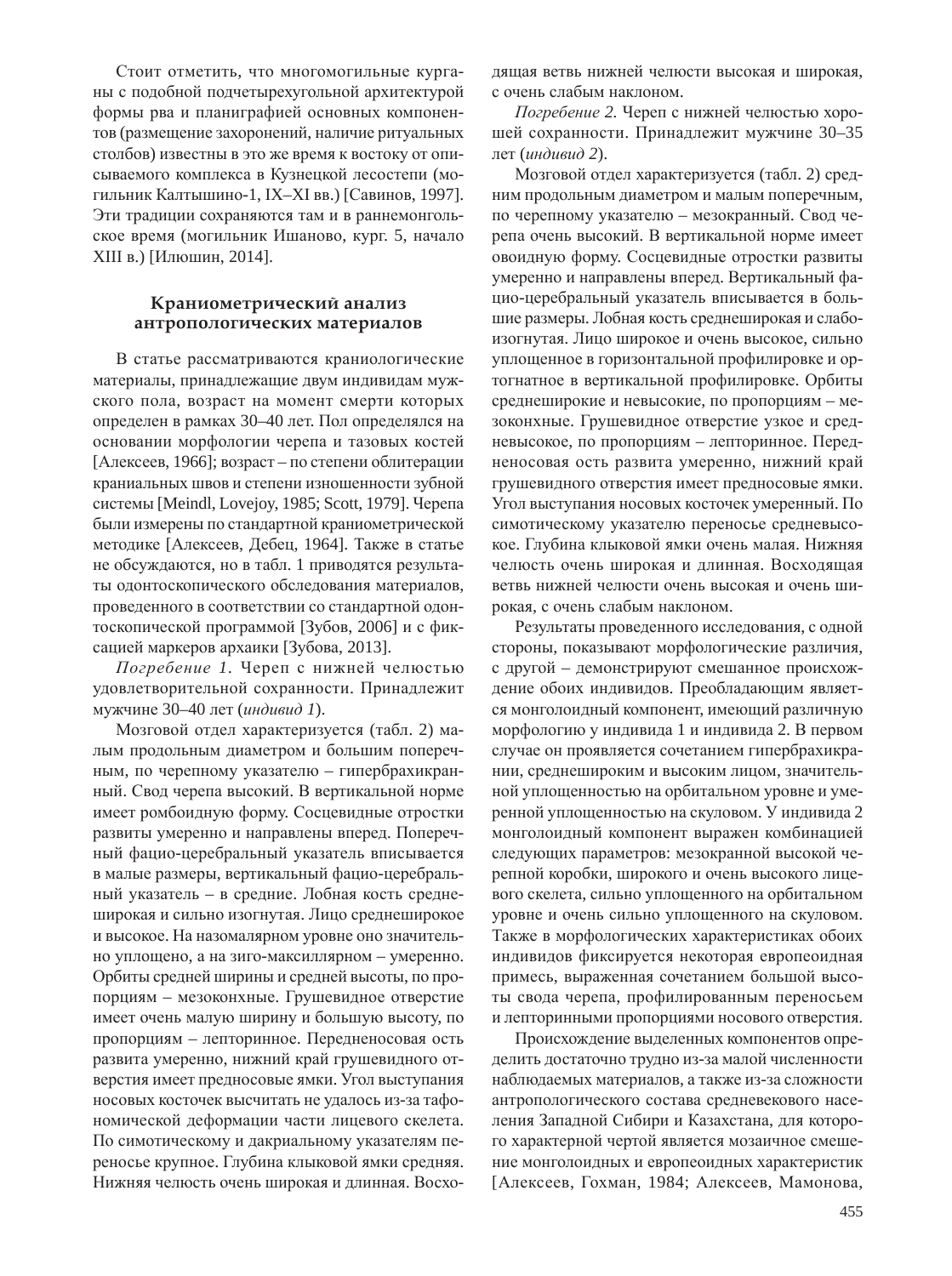Стоит отметить, что многомогильные курганы с подобной подчетырехугольной архитектурой формы рва и планиграфией основных компонентов (размещение захоронений, наличие ритуальных столбов) известны в это же время к востоку от описываемого комплекса в Кузнецкой лесостепи (могильник Калтышино-1, IX–XI вв.) [Савинов, 1997]. Эти традиции сохраняются там и в раннемонгольское время (могильник Ишаново, кург. 5, начало XIII в.) [Илюшин, 2014].

## Краниометрический анализ антропологических материалов

В статье рассматриваются краниологические материалы, принадлежащие двум индивидам мужского пола, возраст на момент смерти которых определен в рамках 30–40 лет. Пол определялся на основании морфологии черепа и тазовых костей [Алексеев, 1966]; возраст – по степени облитерации краниальных швов и степени изношенности зубной системы [Meindl, Lovejoy, 1985; Scott, 1979]. Черепа были измерены по стандартной краниометрической методике [Алексеев, Дебец, 1964]. Также в статье не обсуждаются, но в табл. 1 приводятся результаты одонтоскопического обследования материалов, проведенного в соответствии со стандартной одонтоскопической программой [Зубов, 2006] и с фиксацией маркеров архаики [Зубова, 2013].

*Погребение 1*. Череп с нижней челюстью удовлетворительной сохранности. Принадлежит мужчине 30–40 лет (*индивид 1*).

Мозговой отдел характеризуется (табл. 2) малым продольным диаметром и большим поперечным, по черепному указателю – гипербрахикранный. Свод черепа высокий. В вертикальной норме имеет ромбоидную форму. Сосцевидные отростки развиты умеренно и направлены вперед. Поперечный фацио-церебральный указатель вписывается в малые размеры, вертикальный фацио-церебральный указатель – в средние. Лобная кость среднеширокая и сильно изогнутая. Лицо среднеширокое и высокое. На назомалярном уровне оно значительно уплощено, а на зиго-максиллярном – умеренно. Орбиты средней ширины и средней высоты, по пропорциям – мезоконхные. Грушевидное отверстие имеет очень малую ширину и большую высоту, по пропорциям – лепторинное. Передненосовая ость развита умеренно, нижний край грушевидного отверстия имеет предносовые ямки. Угол выступания носовых косточек высчитать не удалось из-за тафономической деформации части лицевого скелета. По симотическому и дакриальному указателям переносье крупное. Глубина клыковой ямки средняя. Нижняя челюсть очень широкая и длинная. Восходящая ветвь нижней челюсти высокая и широкая, с очень слабым наклоном.

*Погребение 2*. Череп с нижней челюстью хорошей сохранности. Принадлежит мужчине 30–35 лет (*индивид 2*).

Мозговой отдел характеризуется (табл. 2) средним продольным диаметром и малым поперечным, по черепному указателю – мезокранный. Свод черепа очень высокий. В вертикальной норме имеет овоидную форму. Сосцевидные отростки развиты умеренно и направлены вперед. Вертикальный фацио-церебральный указатель вписывается в большие размеры. Лобная кость среднеширокая и слабоизогнутая. Лицо широкое и очень высокое, сильно уплощенное в горизонтальной профилировке и ортогнатное в вертикальной профилировке. Орбиты среднеширокие и невысокие, по пропорциям – мезоконхные. Грушевидное отверстие узкое и средневысокое, по пропорциям – лепторинное. Передненосовая ость развита умеренно, нижний край грушевидного отверстия имеет предносовые ямки. Угол выступания носовых косточек умеренный. По симотическому указателю переносье средневысокое. Глубина клыковой ямки очень малая. Нижняя челюсть очень широкая и длинная. Восходящая ветвь нижней челюсти очень высокая и очень широкая, с очень слабым наклоном.

Результаты проведенного исследования, с одной стороны, показывают морфологические различия, с другой – демонстрируют смешанное происхождение обоих индивидов. Преобладающим является монголоидный компонент, имеющий различную морфологию у индивида 1 и индивида 2. В первом случае он проявляется сочетанием гипербрахикрании, среднешироким и высоким лицом, значительной уплощенностью на орбитальном уровне и умеренной уплощенностью на скуловом. У индивида 2 монголоидный компонент выражен комбинацией следующих параметров: мезокранной высокой черепной коробки, широкого и очень высокого лицевого скелета, сильно уплощенного на орбитальном уровне и очень сильно уплощенного на скуловом. Также в морфологических характеристиках обоих индивидов фиксируется некоторая европеоидная примесь, выраженная сочетанием большой высоты свода черепа, профилированным переносьем и лепторинными пропорциями носового отверстия.

Происхождение выделенных компонентов определить достаточно трудно из-за малой численности наблюдаемых материалов, а также из-за сложности антропологического состава средневекового населения Западной Сибири и Казахстана, для которого характерной чертой является мозаичное смешение монголоидных и европеоидных характеристик [Алексеев, Гохман, 1984; Алексеев, Мамонова,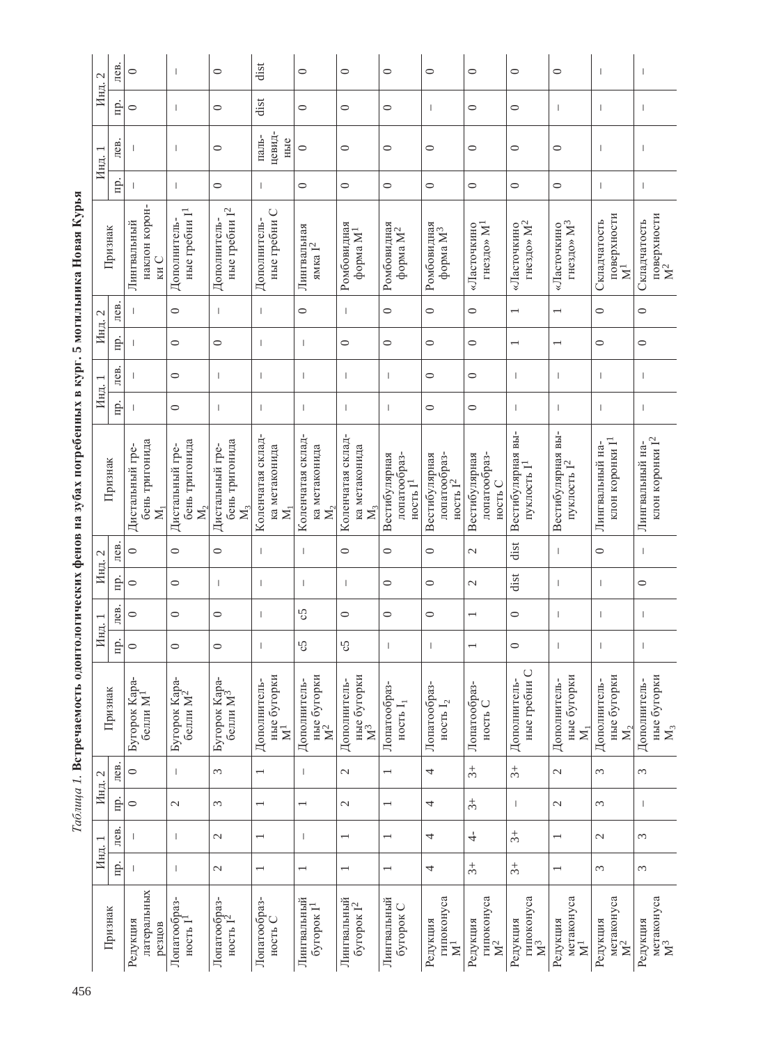*Таблица 1.* **Встречаемость одонтологических фенов на зубах погребенных в кург. 5 могильника Новая Курья**

| Признак | Инд. 1 | | Инд. 2 | | Признак | Инд. 1 | | Инд. 2 | | Признак | Инд. 1 | | Инд. 2 | | Признак | Инд. 1 | | Инд. 2 | |
|---|---|---|---|---|---|---|---|---|---|---|---|---|---|---|---|---|---|---|---|
| | пр. | лев. | пр. | лев. | | пр. | лев. | пр. | лев. | | пр. | лев. | пр. | лев. | | пр. | лев. | пр. | лев. |
| Редукция латеральных резцов | – | – | 0 | 0 | Бугорок Карабелли $M^1$ | 0 | 0 | 0 | 0 | Дистальный гребень тригонида $M_1$ | – | – | – | – | Лингвальный наклон коронки C | – | – | 0 | 0 |
| Лопатообразность $I^1$ | – | – | 2 | – | Бугорок Карабелли $M^2$ | 0 | 0 | 0 | 0 | Дистальный гребень тригонида $M_2$ | 0 | 0 | 0 | 0 | Дополнительные гребни $I^1$ | – | – | – | – |
| Лопатообразность $I^2$ | 2 | 2 | 3 | 3 | Бугорок Карабелли $M^3$ | 0 | 0 | – | 0 | Дистальный гребень тригонида $M_3$ | – | – | 0 | – | Дополнительные гребни $I^2$ | 0 | 0 | 0 | 0 |
| Лопатообразность C | 1 | 1 | 1 | 1 | Дополнительные бугорки $M^1$ | – | – | – | – | Коленчатая складка метаконида $M_1$ | – | – | – | – | Дополнительные гребни C | – | пальцевидные | dist | dist |
| Лингвальный бугорок $I^1$ | 1 | – | 1 | – | Дополнительные бугорки $M^2$ | c5 | c5 | – | – | Коленчатая складка метаконида $M_2$ | – | – | – | 0 | Лингвальная ямка $I^2$ | 0 | 0 | 0 | 0 |
| Лингвальный бугорок $I^2$ | 1 | 1 | 2 | 2 | Дополнительные бугорки $M^3$ | c5 | 0 | – | 0 | Коленчатая складка метаконида $M_3$ | – | – | 0 | – | Ромбовидная форма $M^1$ | 0 | 0 | 0 | 0 |
| Лингвальный бугорок C | 1 | 1 | 1 | 1 | Лопатообразность $I_1$ | – | 0 | 0 | 0 | Вестибулярная лопатообразность $I^1$ | – | – | 0 | 0 | Ромбовидная форма $M^2$ | 0 | 0 | 0 | 0 |
| Редукция гипоконуса $M^1$ | 4 | 4 | 4 | 4 | Лопатообразность $I_2$ | – | 0 | 0 | 0 | Вестибулярная лопатообразность $I^2$ | 0 | 0 | 0 | 0 | Ромбовидная форма $M^3$ | 0 | 0 | – | 0 |
| Редукция гипоконуса $M^2$ | 3+ | 4- | 3+ | 3+ | Лопатообразность C | 1 | 1 | 2 | 2 | Вестибулярная лопатообразность C | 0 | 0 | 0 | 0 | «Ласточкино гнездо» $M^1$ | 0 | 0 | 0 | 0 |
| Редукция гипоконуса $M^3$ | 3+ | 3+ | – | 3+ | Дополнительные гребни C | 0 | 0 | dist | dist | Вестибулярная выпуклость $I^1$ | – | – | 1 | 1 | «Ласточкино гнездо» $M^2$ | 0 | 0 | 0 | 0 |
| Редукция метаконуса $M^1$ | 1 | 1 | 2 | 2 | Дополнительные бугорки $M_1$ | – | – | – | – | Вестибулярная выпуклость $I^2$ | – | – | 1 | 1 | «Ласточкино гнездо» $M^3$ | 0 | 0 | – | 0 |
| Редукция метаконуса $M^2$ | 3 | 2 | 3 | 3 | Дополнительные бугорки $M_2$ | – | – | – | 0 | Лингвальный наклон коронки $I^1$ | – | – | 0 | 0 | Складчатость поверхности $M^1$ | – | – | – | – |
| Редукция метаконуса $M^3$ | 3 | 3 | – | 3 | Дополнительные бугорки $M_3$ | – | – | 0 | – | Лингвальный наклон коронки $I^2$ | – | – | 0 | 0 | Складчатость поверхности $M^2$ | – | – | – | – |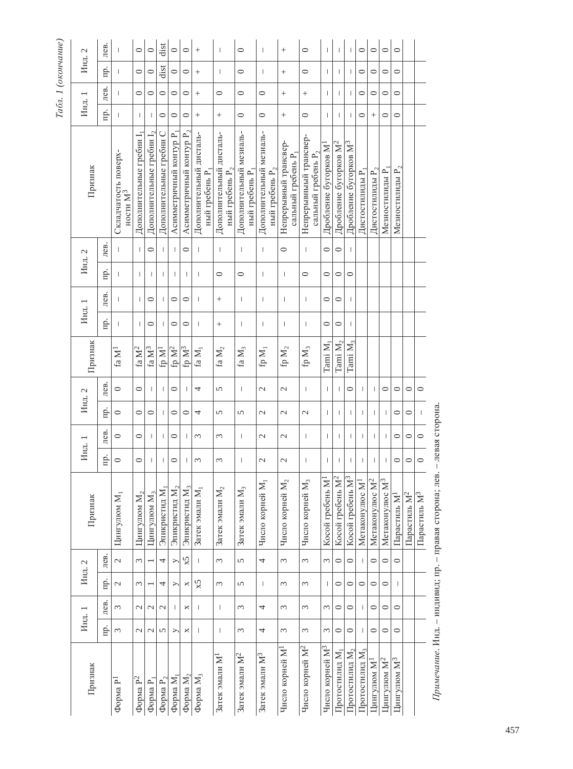*Табл. 1 (окончание)*

| Признак | Инд. 1 | | Инд. 2 | |
|---|---|---|---|---|
| | пр. | лев. | пр. | лев. |
| Форма $P^1$ | 3 | 3 | 2 | 2 |
| Форма $P^2$ | 2 | 2 | 3 | 3 |
| Форма $P_1$ | 2 | 2 | 1 | 1 |
| Форма $P_2$ | 5 | 2 | 4 | 4 |
| Форма $M_1$ | y | – | y | y |
| Форма $M_2$ | x | x | x | x5 |
| Форма $M_3$ | – | – | x5 | – |
| Затек эмали $M^1$ | – | – | 3 | 3 |
| Затек эмали $M^2$ | 3 | 3 | 5 | 5 |
| Затек эмали $M^3$ | 4 | 4 | – | 4 |
| Число корней $M^1$ | 3 | 3 | 3 | 3 |
| Число корней $M^2$ | 3 | 3 | 3 | 3 |
| Число корней $M^3$ | 3 | 3 | – | 3 |
| Протостилид $M_1$ | 0 | 0 | 0 | 0 |
| Протостилид $M_2$ | 0 | 0 | 0 | 0 |
| Протостилид $M_3$ | – | – | 0 | – |
| Цингулюм $M^1$ | 0 | 0 | 0 | 0 |
| Цингулюм $M^2$ | 0 | 0 | 0 | 0 |
| Цингулюм $M^3$ | 0 | 0 | – | 0 |

| Признак | Инд. 1 | | Инд. 2 | |
|---|---|---|---|---|
| | пр. | лев. | пр. | лев. |
| Цингулюм $M_1$ | 0 | 0 | 0 | 0 |
| Цингулюм $M_2$ | 0 | 0 | 0 | 0 |
| Цингулюм $M_3$ | – | – | 0 | – |
| Эпикристид $M_1$ | – | – | – | – |
| Эпикристид $M_2$ | 0 | 0 | 0 | 0 |
| Эпикристид $M_3$ | – | – | 0 | – |
| Затек эмали $M_1$ | 3 | 3 | 4 | 4 |
| Затек эмали $M_2$ | 3 | 3 | 5 | 5 |
| Затек эмали $M_3$ | – | – | 5 | – |
| Число корней $M_1$ | 2 | 2 | 2 | 2 |
| Число корней $M_2$ | 2 | 2 | 2 | 2 |
| Число корней $M_3$ | – | – | 2 | – |
| Косой гребень $M^1$ | – | – | – | – |
| Косой гребень $M^2$ | – | – | – | – |
| Косой гребень $M^3$ | – | – | – | 0 |
| Метаконулос $M^1$ | – | – | – | – |
| Метаконулос $M^2$ | – | – | – | – |
| Метаконулос $M^3$ | – | – | – | 0 |
| Парастиль $M^1$ | 0 | 0 | 0 | 0 |
| Парастиль $M^2$ | 0 | 0 | 0 | 0 |
| Парастиль $M^3$ | 0 | 0 | – | 0 |

| Признак | Инд. 1 | | Инд. 2 | |
|---|---|---|---|---|
| | пр. | лев. | пр. | лев. |
| fa $M^1$ | – | – | – | – |
| fa $M^2$ | – | – | – | – |
| fa $M^3$ | 0 | 0 | – | 0 |
| fp $M^1$ | – | – | – | – |
| fp $M^2$ | 0 | 0 | – | – |
| fp $M^3$ | 0 | 0 | – | 0 |
| fa $M_1$ | – | – | – | – |
| fa $M_2$ | + | + | 0 | – |
| fa $M_3$ | – | – | 0 | – |
| fp $M_1$ | – | – | – | – |
| fp $M_2$ | – | – | – | 0 |
| fp $M_3$ | – | – | 0 | – |
| Tami $M_1$ | 0 | 0 | 0 | 0 |
| Tami $M_2$ | 0 | 0 | 0 | 0 |
| Tami $M_3$ | – | – | 0 | – |

| Признак | Инд. 1 | | Инд. 2 | |
|---|---|---|---|---|
| | пр. | лев. | пр. | лев. |
| Складчатость поверхности $M^3$ | – | – | – | – |
| Дополнительные гребни $I_1$ | – | 0 | 0 | 0 |
| Дополнительные гребни $I_2$ | – | 0 | 0 | 0 |
| Дополнительные гребни C | 0 | 0 | dist | dist |
| Асимметричный контур $P_1$ | 0 | 0 | 0 | 0 |
| Асимметричный контур $P_2$ | 0 | 0 | 0 | 0 |
| Дополнительный дистальный гребень $P_1$ | + | + | + | + |
| Дополнительный дистальный гребень $P_2$ | + | 0 | – | – |
| Дополнительный мезиальный гребень $P_1$ | 0 | 0 | 0 | 0 |
| Дополнительный мезиальный гребень $P_2$ | 0 | 0 | – | – |
| Непрерывный трансверсальный гребень $P_1$ | + | + | + | + |
| Непрерывный трансверсальный гребень $P_2$ | 0 | + | 0 | 0 |
| Дробление бугорков $M^1$ | – | – | – | – |
| Дробление бугорков $M^2$ | – | – | – | – |
| Дробление бугорков $M^3$ | – | – | – | – |
| Дистостилиды $P_1$ | 0 | 0 | 0 | 0 |
| Дистостилиды $P_2$ | + | 0 | 0 | 0 |
| Мезиостилиды $P_1$ | 0 | 0 | 0 | 0 |
| Мезиостилиды $P_2$ | 0 | 0 | 0 | 0 |

*Примечание.* Инд. – индивид; пр. – правая сторона; лев. – левая сторона.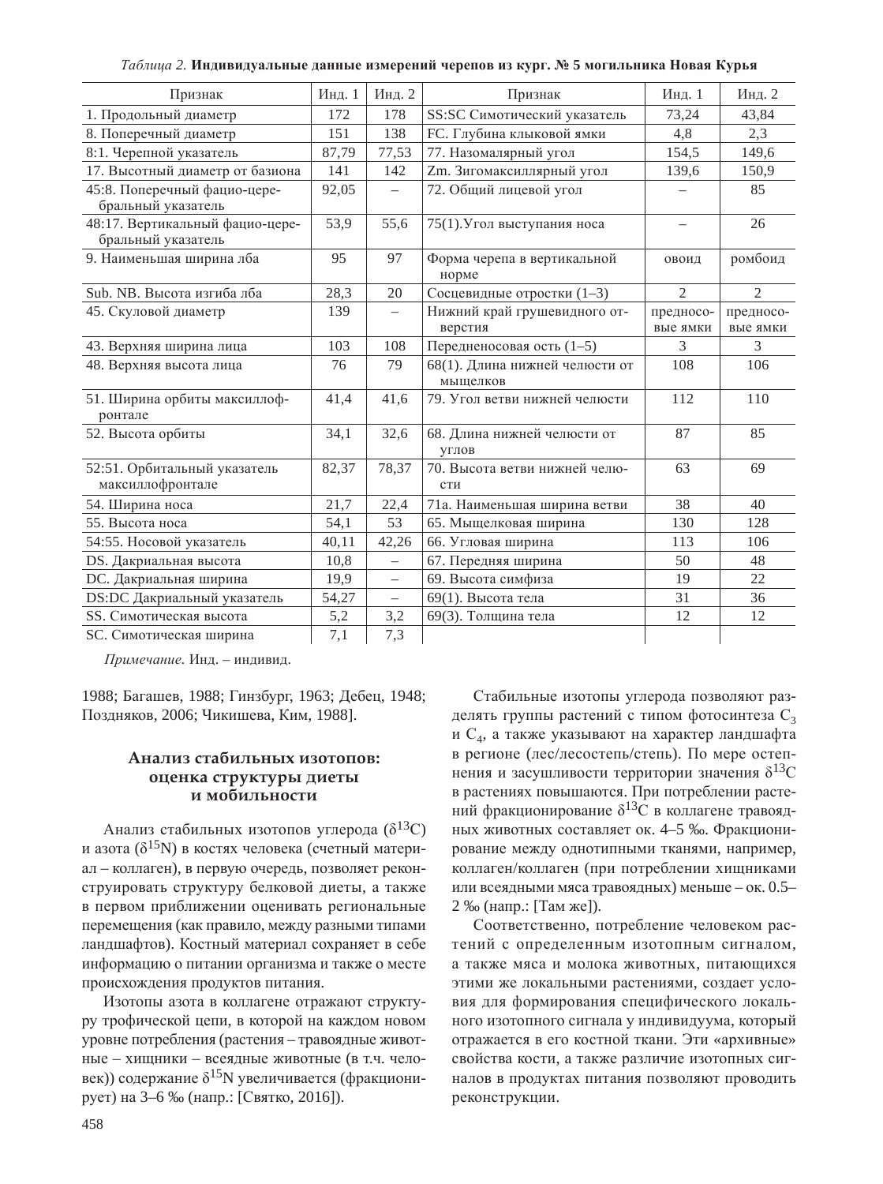*Таблица 2.* **Индивидуальные данные измерений черепов из кург. № 5 могильника Новая Курья**

| Признак | Инд. 1 | Инд. 2 | Признак | Инд. 1 | Инд. 2 |
|---|---|---|---|---|---|
| 1. Продольный диаметр | 172 | 178 | SS:SC Симотический указатель | 73,24 | 43,84 |
| 8. Поперечный диаметр | 151 | 138 | FC. Глубина клыковой ямки | 4,8 | 2,3 |
| 8:1. Черепной указатель | 87,79 | 77,53 | 77. Назомалярный угол | 154,5 | 149,6 |
| 17. Высотный диаметр от базиона | 141 | 142 | Zm. Зигомаксиллярный угол | 139,6 | 150,9 |
| 45:8. Поперечный фацио-церебральный указатель | 92,05 | – | 72. Общий лицевой угол | – | 85 |
| 48:17. Вертикальный фацио-церебральный указатель | 53,9 | 55,6 | 75(1).Угол выступания носа | – | 26 |
| 9. Наименьшая ширина лба | 95 | 97 | Форма черепа в вертикальной норме | овоид | ромбоид |
| Sub. NB. Высота изгиба лба | 28,3 | 20 | Сосцевидные отростки (1–3) | 2 | 2 |
| 45. Скуловой диаметр | 139 | – | Нижний край грушевидного отверстия | предносовые ямки | предносовые ямки |
| 43. Верхняя ширина лица | 103 | 108 | Передненосовая ость (1–5) | 3 | 3 |
| 48. Верхняя высота лица | 76 | 79 | 68(1). Длина нижней челюсти от мыщелков | 108 | 106 |
| 51. Ширина орбиты максиллофронтале | 41,4 | 41,6 | 79. Угол ветви нижней челюсти | 112 | 110 |
| 52. Высота орбиты | 34,1 | 32,6 | 68. Длина нижней челюсти от углов | 87 | 85 |
| 52:51. Орбитальный указатель максиллофронтале | 82,37 | 78,37 | 70. Высота ветви нижней челюсти | 63 | 69 |
| 54. Ширина носа | 21,7 | 22,4 | 71а. Наименьшая ширина ветви | 38 | 40 |
| 55. Высота носа | 54,1 | 53 | 65. Мыщелковая ширина | 130 | 128 |
| 54:55. Носовой указатель | 40,11 | 42,26 | 66. Угловая ширина | 113 | 106 |
| DS. Дакриальная высота | 10,8 | – | 67. Передняя ширина | 50 | 48 |
| DC. Дакриальная ширина | 19,9 | – | 69. Высота симфиза | 19 | 22 |
| DS:DC Дакриальный указатель | 54,27 | – | 69(1). Высота тела | 31 | 36 |
| SS. Симотическая высота | 5,2 | 3,2 | 69(3). Толщина тела | 12 | 12 |
| SC. Симотическая ширина | 7,1 | 7,3 | | | |

*Примечание.* Инд. – индивид.

1988; Багашев, 1988; Гинзбург, 1963; Дебец, 1948; Поздняков, 2006; Чикишева, Ким, 1988].

## Анализ стабильных изотопов: оценка структуры диеты и мобильности

Анализ стабильных изотопов углерода ($\delta^{13}C$) и азота ($\delta^{15}N$) в костях человека (счетный материал – коллаген), в первую очередь, позволяет реконструировать структуру белковой диеты, а также в первом приближении оценивать региональные перемещения (как правило, между разными типами ландшафтов). Костный материал сохраняет в себе информацию о питании организма и также о месте происхождения продуктов питания.

Изотопы азота в коллагене отражают структуру трофической цепи, в которой на каждом новом уровне потребления (растения – травоядные животные – хищники – всеядные животные (в т.ч. человек)) содержание $\delta^{15}N$ увеличивается (фракционирует) на 3–6 ‰ (напр.: [Святко, 2016]).

Стабильные изотопы углерода позволяют разделять группы растений с типом фотосинтеза $C_3$ и $C_4$, а также указывают на характер ландшафта в регионе (лес/лесостепь/степь). По мере остепнения и засушливости территории значения $\delta^{13}C$ в растениях повышаются. При потреблении растений фракционирование $\delta^{13}C$ в коллагене травоядных животных составляет ок. 4–5 ‰. Фракционирование между однотипными тканями, например, коллаген/коллаген (при потреблении хищниками или всеядными мяса травоядных) меньше – ок. 0.5–2 ‰ (напр.: [Там же]).

Соответственно, потребление человеком растений с определенным изотопным сигналом, а также мяса и молока животных, питающихся этими же локальными растениями, создает условия для формирования специфического локального изотопного сигнала у индивидуума, который отражается в его костной ткани. Эти «архивные» свойства кости, а также различие изотопных сигналов в продуктах питания позволяют проводить реконструкции.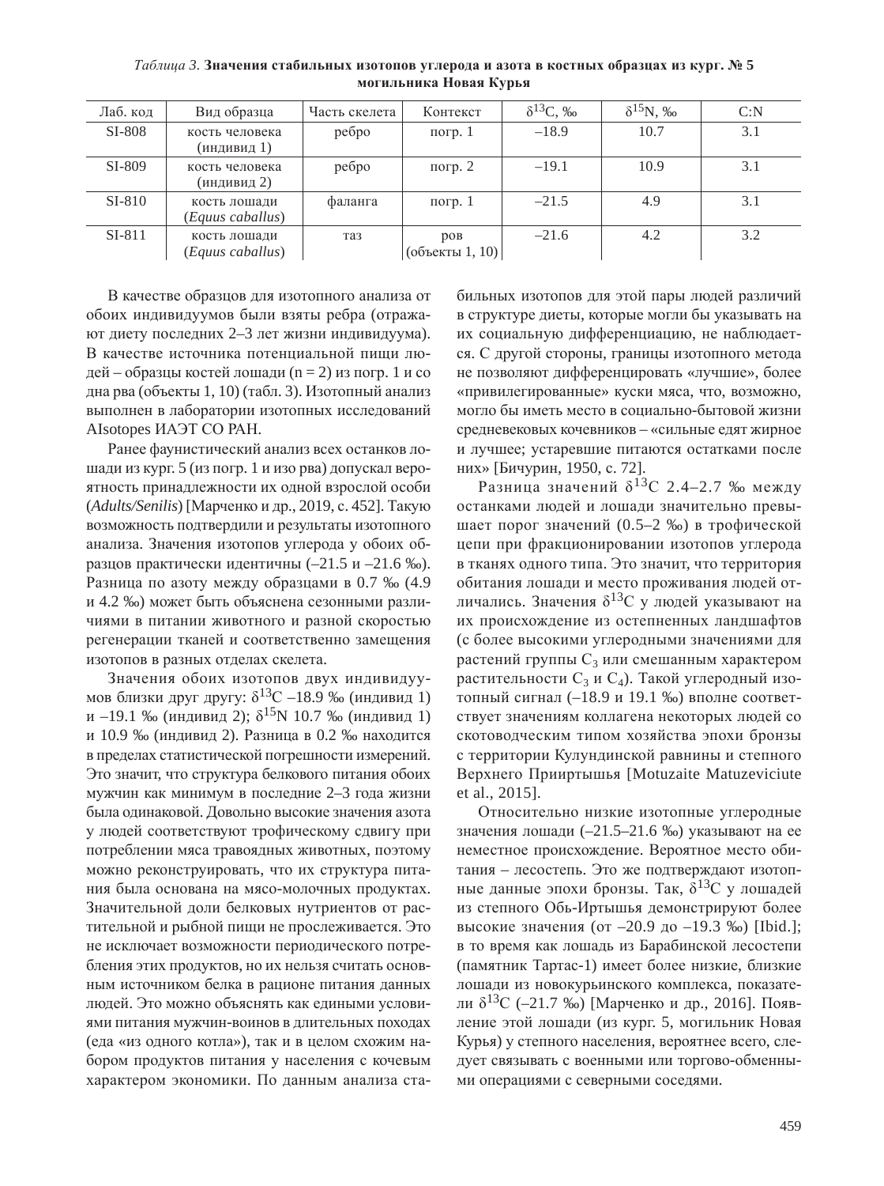*Таблица 3.* **Значения стабильных изотопов углерода и азота в костных образцах из кург. № 5 могильника Новая Курья**

| Лаб. код | Вид образца | Часть скелета | Контекст | $\delta^{13}C$, ‰ | $\delta^{15}N$, ‰ | C:N |
|---|---|---|---|---|---|---|
| SI-808 | кость человека (индивид 1) | ребро | погр. 1 | –18.9 | 10.7 | 3.1 |
| SI-809 | кость человека (индивид 2) | ребро | погр. 2 | –19.1 | 10.9 | 3.1 |
| SI-810 | кость лошади (*Equus caballus*) | фаланга | погр. 1 | –21.5 | 4.9 | 3.1 |
| SI-811 | кость лошади (*Equus caballus*) | таз | ров (объекты 1, 10) | –21.6 | 4.2 | 3.2 |

В качестве образцов для изотопного анализа от обоих индивидуумов были взяты ребра (отражают диету последних 2–3 лет жизни индивидуума). В качестве источника потенциальной пищи людей – образцы костей лошади (n = 2) из погр. 1 и со дна рва (объекты 1, 10) (табл. 3). Изотопный анализ выполнен в лаборатории изотопных исследований AIsotopes ИАЭТ СО РАН.

Ранее фаунистический анализ всех останков лошади из кург. 5 (из погр. 1 и изо рва) допускал вероятность принадлежности их одной взрослой особи (*Adults/Senilis*) [Марченко и др., 2019, с. 452]. Такую возможность подтвердили и результаты изотопного анализа. Значения изотопов углерода у обоих образцов практически идентичны (–21.5 и –21.6 ‰). Разница по азоту между образцами в 0.7 ‰ (4.9 и 4.2 ‰) может быть объяснена сезонными различиями в питании животного и разной скоростью регенерации тканей и соответственно замещения изотопов в разных отделах скелета.

Значения обоих изотопов двух индивидуумов близки друг другу: $\delta^{13}C$ –18.9 ‰ (индивид 1) и –19.1 ‰ (индивид 2); $\delta^{15}N$ 10.7 ‰ (индивид 1) и 10.9 ‰ (индивид 2). Разница в 0.2 ‰ находится в пределах статистической погрешности измерений. Это значит, что структура белкового питания обоих мужчин как минимум в последние 2–3 года жизни была одинаковой. Довольно высокие значения азота у людей соответствуют трофическому сдвигу при потреблении мяса травоядных животных, поэтому можно реконструировать, что их структура питания была основана на мясо-молочных продуктах. Значительной доли белковых нутриентов от растительной и рыбной пищи не прослеживается. Это не исключает возможности периодического потребления этих продуктов, но их нельзя считать основным источником белка в рационе питания данных людей. Это можно объяснять как едиными условиями питания мужчин-воинов в длительных походах (еда «из одного котла»), так и в целом схожим набором продуктов питания у населения с кочевым характером экономики. По данным анализа стабильных изотопов для этой пары людей различий в структуре диеты, которые могли бы указывать на их социальную дифференциацию, не наблюдается. С другой стороны, границы изотопного метода не позволяют дифференцировать «лучшие», более «привилегированные» куски мяса, что, возможно, могло бы иметь место в социально-бытовой жизни средневековых кочевников – «сильные едят жирное и лучшее; устаревшие питаются остатками после них» [Бичурин, 1950, с. 72].

Разница значений $\delta^{13}C$ 2.4–2.7 ‰ между останками людей и лошади значительно превышает порог значений (0.5–2 ‰) в трофической цепи при фракционировании изотопов углерода в тканях одного типа. Это значит, что территория обитания лошади и место проживания людей отличались. Значения $\delta^{13}C$ у людей указывают на их происхождение из остепненных ландшафтов (с более высокими углеродными значениями для растений группы $C_3$ или смешанным характером растительности $C_3$ и $C_4$). Такой углеродный изотопный сигнал (–18.9 и 19.1 ‰) вполне соответствует значениям коллагена некоторых людей со скотоводческим типом хозяйства эпохи бронзы с территории Кулундинской равнины и степного Верхнего Прииртышья [Motuzaite Matuzeviciute et al., 2015].

Относительно низкие изотопные углеродные значения лошади (–21.5–21.6 ‰) указывают на ее неместное происхождение. Вероятное место обитания – лесостепь. Это же подтверждают изотопные данные эпохи бронзы. Так, $\delta^{13}C$ у лошадей из степного Обь-Иртышья демонстрируют более высокие значения (от –20.9 до –19.3 ‰) [Ibid.]; в то время как лошадь из Барабинской лесостепи (памятник Тартас-1) имеет более низкие, близкие лошади из новокурьинского комплекса, показатели $\delta^{13}C$ (–21.7 ‰) [Марченко и др., 2016]. Появление этой лошади (из кург. 5, могильник Новая Курья) у степного населения, вероятнее всего, следует связывать с военными или торгово-обменными операциями с северными соседями.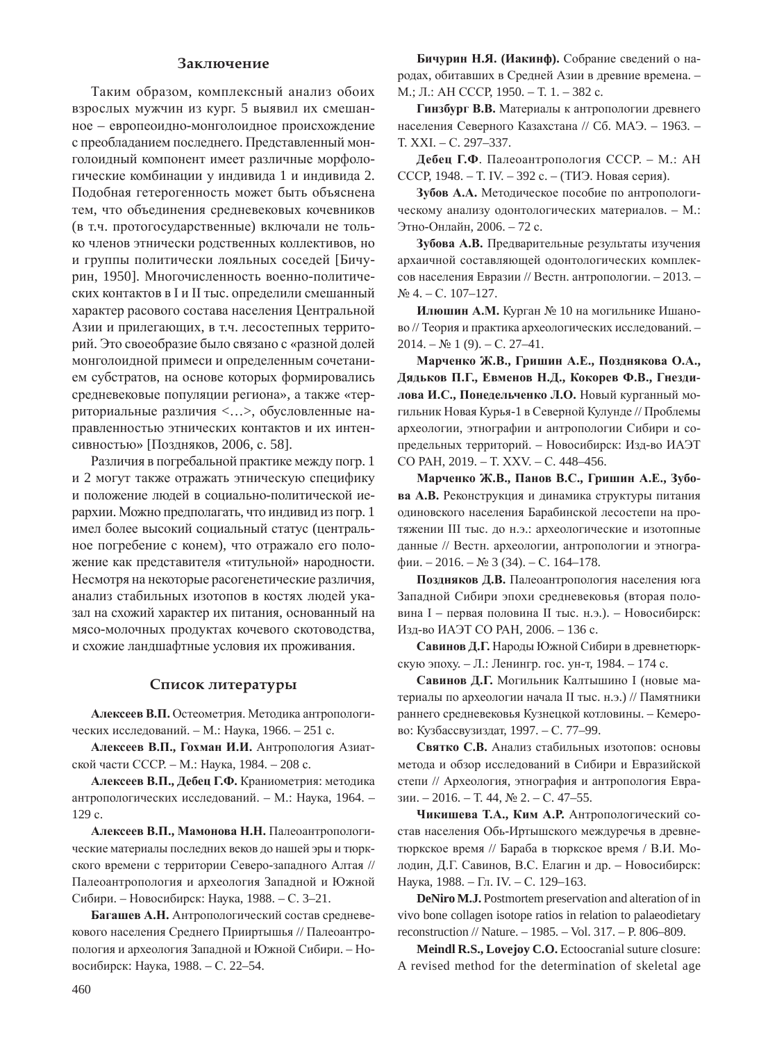## Заключение

Таким образом, комплексный анализ обоих взрослых мужчин из кург. 5 выявил их смешанное – европеоидно-монголоидное происхождение с преобладанием последнего. Представленный монголоидный компонент имеет различные морфологические комбинации у индивида 1 и индивида 2. Подобная гетерогенность может быть объяснена тем, что объединения средневековых кочевников (в т.ч. протогосударственные) включали не только членов этнически родственных коллективов, но и группы политически лояльных соседей [Бичурин, 1950]. Многочисленность военно-политических контактов в I и II тыс. определили смешанный характер расового состава населения Центральной Азии и прилегающих, в т.ч. лесостепных территорий. Это своеобразие было связано с «разной долей монголоидной примеси и определенным сочетанием субстратов, на основе которых формировались средневековые популяции региона», а также «территориальные различия <…>, обусловленные направленностью этнических контактов и их интенсивностью» [Поздняков, 2006, с. 58].

Различия в погребальной практике между погр. 1 и 2 могут также отражать этническую специфику и положение людей в социально-политической иерархии. Можно предполагать, что индивид из погр. 1 имел более высокий социальный статус (центральное погребение с конем), что отражало его положение как представителя «титульной» народности. Несмотря на некоторые расогенетические различия, анализ стабильных изотопов в костях людей указал на схожий характер их питания, основанный на мясо-молочных продуктах кочевого скотоводства, и схожие ландшафтные условия их проживания.

## Список литературы

**Алексеев В.П.** Остеометрия. Методика антропологических исследований. – М.: Наука, 1966. – 251 с.

**Алексеев В.П., Гохман И.И.** Антропология Азиатской части СССР. – М.: Наука, 1984. – 208 с.

**Алексеев В.П., Дебец Г.Ф.** Краниометрия: методика антропологических исследований. – М.: Наука, 1964. – 129 с.

**Алексеев В.П., Мамонова Н.Н.** Палеоантропологические материалы последних веков до нашей эры и тюркского времени с территории Северо-западного Алтая // Палеоантропология и археология Западной и Южной Сибири. – Новосибирск: Наука, 1988. – С. 3–21.

**Багашев А.Н.** Антропологический состав средневекового населения Среднего Прииртышья // Палеоантропология и археология Западной и Южной Сибири. – Новосибирск: Наука, 1988. – С. 22–54.

**Бичурин Н.Я. (Иакинф).** Собрание сведений о народах, обитавших в Средней Азии в древние времена. – М.; Л.: АН СССР, 1950. – Т. 1. – 382 с.

**Гинзбург В.В.** Материалы к антропологии древнего населения Северного Казахстана // Сб. МАЭ. – 1963. – Т. XXI. – С. 297–337.

**Дебец Г.Ф**. Палеоантропология СССР. – М.: АН СССР, 1948. – Т. IV. – 392 с. – (ТИЭ. Новая серия).

**Зубов А.А.** Методическое пособие по антропологическому анализу одонтологических материалов. – М.: Этно-Онлайн, 2006. – 72 с.

**Зубова А.В.** Предварительные результаты изучения архаичной составляющей одонтологических комплексов населения Евразии // Вестн. антропологии. – 2013. – № 4. – С. 107–127.

**Илюшин А.М.** Курган № 10 на могильнике Ишаново // Теория и практика археологических исследований. – 2014. – № 1 (9). – С. 27–41.

**Марченко Ж.В., Гришин А.Е., Позднякова О.А., Дядьков П.Г., Евменов Н.Д., Кокорев Ф.В., Гнездилова И.С., Понедельченко Л.О.** Новый курганный могильник Новая Курья-1 в Северной Кулунде // Проблемы археологии, этнографии и антропологии Сибири и сопредельных территорий. – Новосибирск: Изд-во ИАЭТ СО РАН, 2019. – Т. XXV. – С. 448–456.

**Марченко Ж.В., Панов В.С., Гришин А.Е., Зубова А.В.** Реконструкция и динамика структуры питания одиновского населения Барабинской лесостепи на протяжении III тыс. до н.э.: археологические и изотопные данные // Вестн. археологии, антропологии и этнографии. – 2016. – № 3 (34). – С. 164–178.

**Поздняков Д.В.** Палеоантропология населения юга Западной Сибири эпохи средневековья (вторая половина I – первая половина II тыс. н.э.). – Новосибирск: Изд-во ИАЭТ СО РАН, 2006. – 136 с.

**Савинов Д.Г.** Народы Южной Сибири в древнетюркскую эпоху. – Л.: Ленингр. гос. ун-т, 1984. – 174 с.

**Савинов Д.Г.** Могильник Калтышино I (новые материалы по археологии начала II тыс. н.э.) // Памятники раннего средневековья Кузнецкой котловины. – Кемерово: Кузбассвузиздат, 1997. – С. 77–99.

**Святко С.В.** Анализ стабильных изотопов: основы метода и обзор исследований в Сибири и Евразийской степи // Археология, этнография и антропология Евразии. – 2016. – Т. 44, № 2. – С. 47–55.

**Чикишева Т.А., Ким А.Р.** Антропологический состав населения Обь-Иртышского междуречья в древнетюркское время // Бараба в тюркское время / В.И. Молодин, Д.Г. Савинов, В.С. Елагин и др. – Новосибирск: Наука, 1988. – Гл. IV. – С. 129–163.

**DeNiro M.J.** Postmortem preservation and alteration of in vivo bone collagen isotope ratios in relation to palaeodietary reconstruction // Nature. – 1985. – Vol. 317. – P. 806–809.

**Meindl R.S., Lovejoy C.O.** Ectoocranial suture closure: A revised method for the determination of skeletal age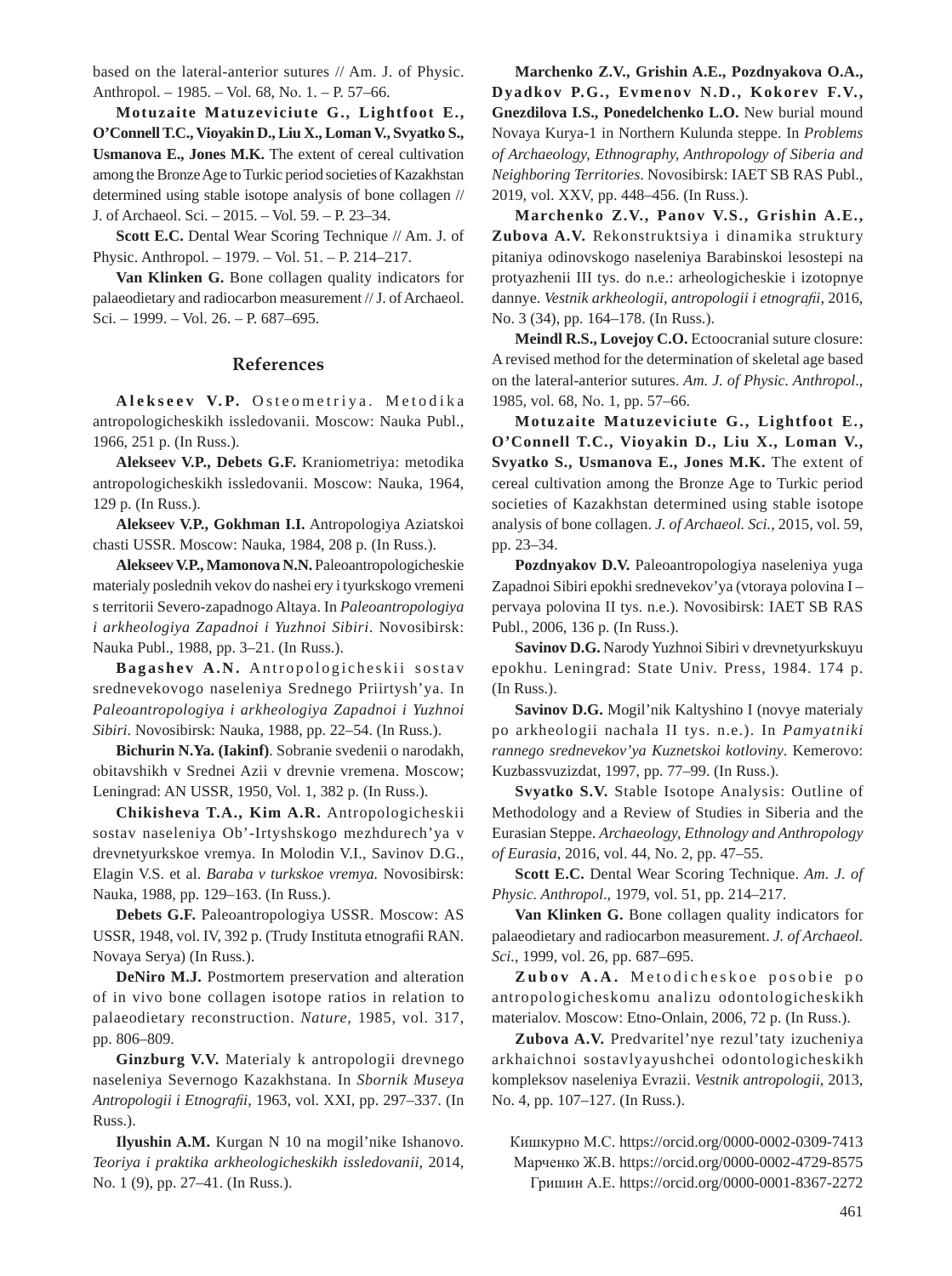based on the lateral-anterior sutures // Am. J. of Physic. Anthropol. – 1985. – Vol. 68, No. 1. – P. 57–66.

**Motuzaite Matuzeviciute G., Lightfoot E., O'Connell T.C., Vioyakin D., Liu X., Loman V., Svyatko S., Usmanova E., Jones M.K.** The extent of cereal cultivation among the Bronze Age to Turkic period societies of Kazakhstan determined using stable isotope analysis of bone collagen // J. of Archaeol. Sci. – 2015. – Vol. 59. – P. 23–34.

**Scott E.C.** Dental Wear Scoring Technique // Am. J. of Physic. Anthropol. – 1979. – Vol. 51. – P. 214–217.

**Van Klinken G.** Bone collagen quality indicators for palaeodietary and radiocarbon measurement // J. of Archaeol. Sci. – 1999. – Vol. 26. – P. 687–695.

## References

**Alekseev V.P.** Osteometriya. Metodika antropologicheskikh issledovanii. Moscow: Nauka Publ., 1966, 251 p. (In Russ.).

**Alekseev V.P., Debets G.F.** Kraniometriya: metodika antropologicheskikh issledovanii. Moscow: Nauka, 1964, 129 p. (In Russ.).

**Alekseev V.P., Gokhman I.I.** Antropologiya Aziatskoi chasti USSR. Moscow: Nauka, 1984, 208 p. (In Russ.).

**Alekseev V.P., Mamonova N.N.** Paleoantropologicheskie materialy poslednih vekov do nashei ery i tyurkskogo vremeni s territorii Severo-zapadnogo Altaya. In *Paleoantropologiya i arkheologiya Zapadnoi i Yuzhnoi Sibiri*. Novosibirsk: Nauka Publ., 1988, pp. 3–21. (In Russ.).

**Bagashev A.N.** Antropologicheskii sostav srednevekovogo naseleniya Srednego Priirtysh'ya. In *Paleoantropologiya i arkheologiya Zapadnoi i Yuzhnoi Sibiri*. Novosibirsk: Nauka, 1988, pp. 22–54. (In Russ.).

**Bichurin N.Ya. (Iakinf)**. Sobranie svedenii o narodakh, obitavshikh v Srednei Azii v drevnie vremena. Moscow; Leningrad: AN USSR, 1950, Vol. 1, 382 p. (In Russ.).

**Chikisheva T.A., Kim A.R.** Antropologicheskii sostav naseleniya Ob'-Irtyshskogo mezhdurech'ya v drevnetyurkskoe vremya. In Molodin V.I., Savinov D.G., Elagin V.S. et al. *Baraba v turkskoe vremya.* Novosibirsk: Nauka, 1988, pp. 129–163. (In Russ.).

**Debets G.F.** Paleoantropologiya USSR. Moscow: AS USSR, 1948, vol. IV, 392 p. (Trudy Instituta etnografii RAN. Novaya Serya) (In Russ.).

**DeNiro M.J.** Postmortem preservation and alteration of in vivo bone collagen isotope ratios in relation to palaeodietary reconstruction. *Nature*, 1985, vol. 317, pp. 806–809.

**Ginzburg V.V.** Materialy k antropologii drevnego naseleniya Severnogo Kazakhstana. In *Sbornik Museya Antropologii i Etnografii*, 1963, vol. XXI, pp. 297–337. (In Russ.).

**Ilyushin A.M.** Kurgan N 10 na mogil'nike Ishanovo. *Teoriya i praktika arkheologicheskikh issledovanii*, 2014, No. 1 (9), pp. 27–41. (In Russ.).

**Marchenko Z.V., Grishin A.E., Pozdnyakova O.A., Dyadkov P.G., Evmenov N.D., Kokorev F.V., Gnezdilova I.S., Ponedelchenko L.O.** New burial mound Novaya Kurya-1 in Northern Kulunda steppe. In *Problems of Archaeology, Ethnography, Anthropology of Siberia and Neighboring Territories*. Novosibirsk: IAET SB RAS Publ., 2019, vol. XXV, pp. 448–456. (In Russ.).

**Marchenko Z.V., Panov V.S., Grishin A.E., Zubova A.V.** Rekonstruktsiya i dinamika struktury pitaniya odinovskogo naseleniya Barabinskoi lesostepi na protyazhenii III tys. do n.e.: arheologicheskie i izotopnye dannye. *Vestnik arkheologii, antropologii i etnografii*, 2016, No. 3 (34), pp. 164–178. (In Russ.).

**Meindl R.S., Lovejoy C.O.** Ectoocranial suture closure: A revised method for the determination of skeletal age based on the lateral-anterior sutures. *Am. J. of Physic. Anthropol*., 1985, vol. 68, No. 1, pp. 57–66.

**Motuzaite Matuzeviciute G., Lightfoot E., O'Connell T.C., Vioyakin D., Liu X., Loman V., Svyatko S., Usmanova E., Jones M.K.** The extent of cereal cultivation among the Bronze Age to Turkic period societies of Kazakhstan determined using stable isotope analysis of bone collagen. *J. of Archaeol. Sci.*, 2015, vol. 59, pp. 23–34.

**Pozdnyakov D.V.** Paleoantropologiya naseleniya yuga Zapadnoi Sibiri epokhi srednevekov'ya (vtoraya polovina I – pervaya polovina II tys. n.e.). Novosibirsk: IAET SB RAS Publ., 2006, 136 p. (In Russ.).

**Savinov D.G.** Narody Yuzhnoi Sibiri v drevnetyurkskuyu epokhu. Leningrad: State Univ. Press, 1984. 174 p. (In Russ.).

**Savinov D.G.** Mogil'nik Kaltyshino I (novye materialy po arkheologii nachala II tys. n.e.). In *Pamyatniki rannego srednevekov'ya Kuznetskoi kotloviny*. Kemerovo: Kuzbassvuzizdat, 1997, pp. 77–99. (In Russ.).

**Svyatko S.V.** Stable Isotope Analysis: Outline of Methodology and a Review of Studies in Siberia and the Eurasian Steppe. *Archaeology, Ethnology and Anthropology of Eurasia*, 2016, vol. 44, No. 2, pp. 47–55.

**Scott E.C.** Dental Wear Scoring Technique. *Am. J. of Physic. Anthropol*., 1979, vol. 51, pp. 214–217.

**Van Klinken G.** Bone collagen quality indicators for palaeodietary and radiocarbon measurement. *J. of Archaeol. Sci.*, 1999, vol. 26, pp. 687–695.

**Zubov A.A.** Metodicheskoe posobie po antropologicheskomu analizu odontologicheskikh materialov. Moscow: Etno-Onlain, 2006, 72 p. (In Russ.).

**Zubova A.V.** Predvaritel'nye rezul'taty izucheniya arkhaichnoi sostavlyayushchei odontologicheskikh kompleksov naseleniya Evrazii. *Vestnik antropologii*, 2013, No. 4, pp. 107–127. (In Russ.).

Кишкурно М.С. https://orcid.org/0000-0002-0309-7413
Марченко Ж.В. https://orcid.org/0000-0002-4729-8575
Гришин А.Е. https://orcid.org/0000-0001-8367-2272